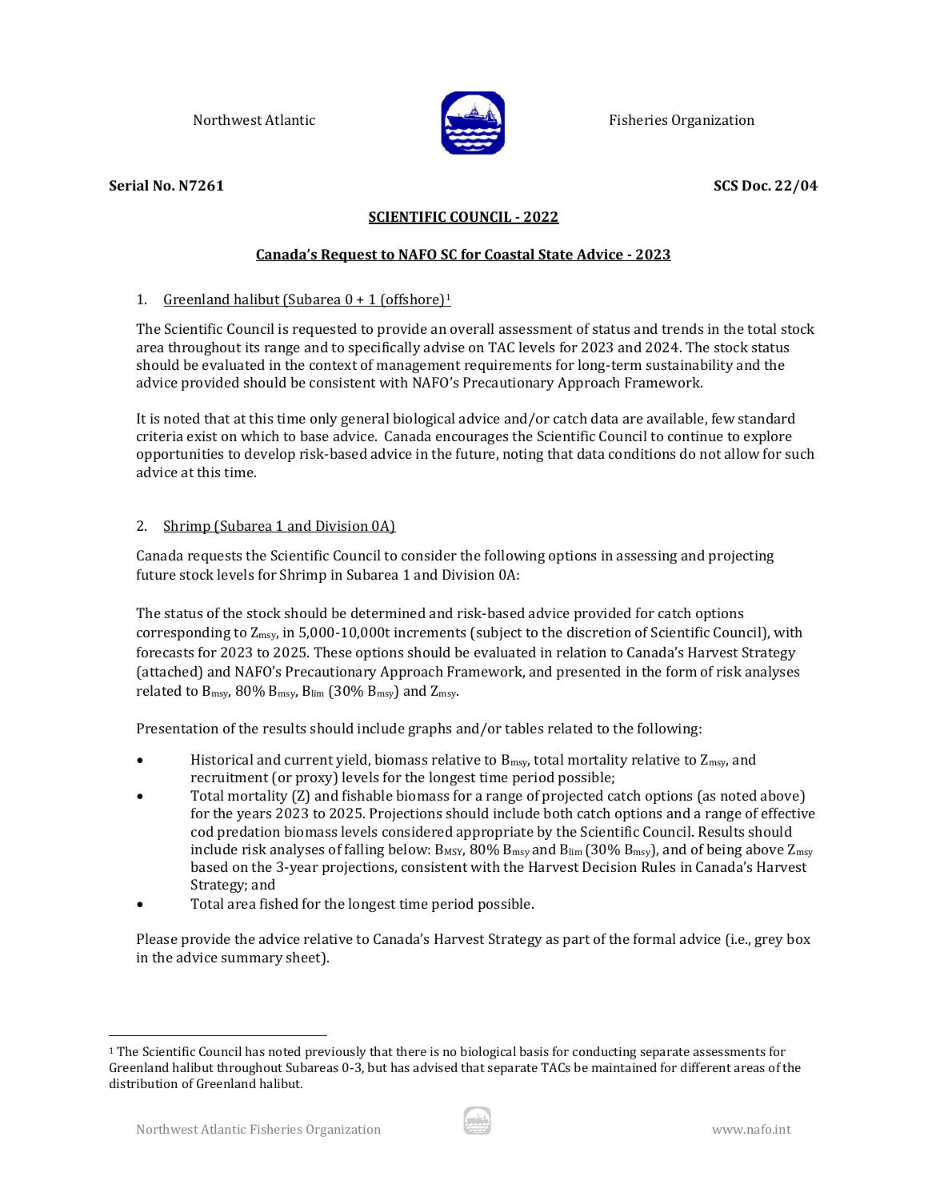Northwest Atlantic Fisheries Organization

**Serial No. N7261** **SCS Doc. 22/04**

## SCIENTIFIC COUNCIL - 2022

## Canada's Request to NAFO SC for Coastal State Advice - 2023

1. Greenland halibut (Subarea 0 + 1 (offshore)[1]

The Scientific Council is requested to provide an overall assessment of status and trends in the total stock area throughout its range and to specifically advise on TAC levels for 2023 and 2024. The stock status should be evaluated in the context of management requirements for long-term sustainability and the advice provided should be consistent with NAFO's Precautionary Approach Framework.

It is noted that at this time only general biological advice and/or catch data are available, few standard criteria exist on which to base advice. Canada encourages the Scientific Council to continue to explore opportunities to develop risk-based advice in the future, noting that data conditions do not allow for such advice at this time.

2. Shrimp (Subarea 1 and Division 0A)

Canada requests the Scientific Council to consider the following options in assessing and projecting future stock levels for Shrimp in Subarea 1 and Division 0A:

The status of the stock should be determined and risk-based advice provided for catch options corresponding to $Z_{msy}$, in 5,000-10,000t increments (subject to the discretion of Scientific Council), with forecasts for 2023 to 2025. These options should be evaluated in relation to Canada's Harvest Strategy (attached) and NAFO's Precautionary Approach Framework, and presented in the form of risk analyses related to $B_{msy}$, 80% $B_{msy}$, $B_{lim}$ (30% $B_{msy}$) and $Z_{msy}$.

Presentation of the results should include graphs and/or tables related to the following:

- Historical and current yield, biomass relative to $B_{msy}$, total mortality relative to $Z_{msy}$, and recruitment (or proxy) levels for the longest time period possible;
- Total mortality (Z) and fishable biomass for a range of projected catch options (as noted above) for the years 2023 to 2025. Projections should include both catch options and a range of effective cod predation biomass levels considered appropriate by the Scientific Council. Results should include risk analyses of falling below: $B_{MSY}$, 80% $B_{msy}$ and $B_{lim}$ (30% $B_{msy}$), and of being above $Z_{msy}$ based on the 3-year projections, consistent with the Harvest Decision Rules in Canada's Harvest Strategy; and
- Total area fished for the longest time period possible.

Please provide the advice relative to Canada's Harvest Strategy as part of the formal advice (i.e., grey box in the advice summary sheet).

[1] The Scientific Council has noted previously that there is no biological basis for conducting separate assessments for Greenland halibut throughout Subareas 0-3, but has advised that separate TACs be maintained for different areas of the distribution of Greenland halibut.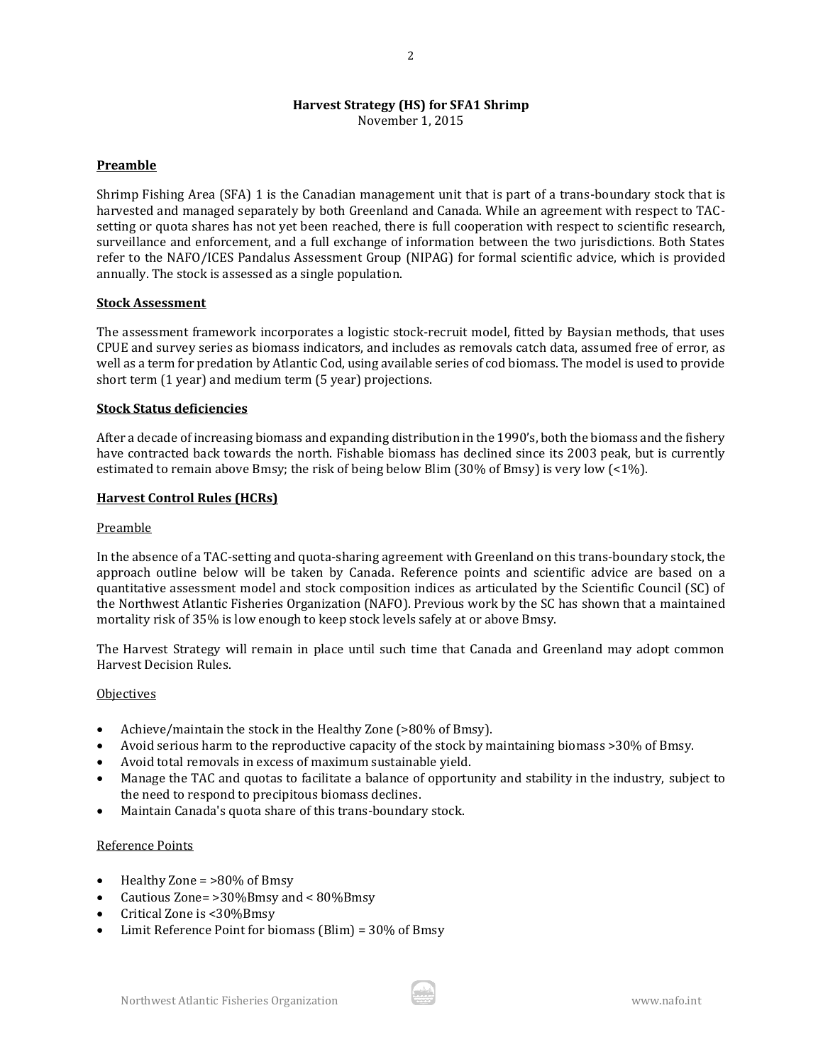## Harvest Strategy (HS) for SFA1 Shrimp

November 1, 2015

### Preamble

Shrimp Fishing Area (SFA) 1 is the Canadian management unit that is part of a trans-boundary stock that is harvested and managed separately by both Greenland and Canada. While an agreement with respect to TAC-setting or quota shares has not yet been reached, there is full cooperation with respect to scientific research, surveillance and enforcement, and a full exchange of information between the two jurisdictions. Both States refer to the NAFO/ICES Pandalus Assessment Group (NIPAG) for formal scientific advice, which is provided annually. The stock is assessed as a single population.

### Stock Assessment

The assessment framework incorporates a logistic stock-recruit model, fitted by Baysian methods, that uses CPUE and survey series as biomass indicators, and includes as removals catch data, assumed free of error, as well as a term for predation by Atlantic Cod, using available series of cod biomass. The model is used to provide short term (1 year) and medium term (5 year) projections.

### Stock Status deficiencies

After a decade of increasing biomass and expanding distribution in the 1990's, both the biomass and the fishery have contracted back towards the north. Fishable biomass has declined since its 2003 peak, but is currently estimated to remain above Bmsy; the risk of being below Blim (30% of Bmsy) is very low (<1%).

### Harvest Control Rules (HCRs)

#### Preamble

In the absence of a TAC-setting and quota-sharing agreement with Greenland on this trans-boundary stock, the approach outline below will be taken by Canada. Reference points and scientific advice are based on a quantitative assessment model and stock composition indices as articulated by the Scientific Council (SC) of the Northwest Atlantic Fisheries Organization (NAFO). Previous work by the SC has shown that a maintained mortality risk of 35% is low enough to keep stock levels safely at or above Bmsy.

The Harvest Strategy will remain in place until such time that Canada and Greenland may adopt common Harvest Decision Rules.

#### Objectives

- Achieve/maintain the stock in the Healthy Zone (>80% of Bmsy).
- Avoid serious harm to the reproductive capacity of the stock by maintaining biomass >30% of Bmsy.
- Avoid total removals in excess of maximum sustainable yield.
- Manage the TAC and quotas to facilitate a balance of opportunity and stability in the industry, subject to the need to respond to precipitous biomass declines.
- Maintain Canada's quota share of this trans-boundary stock.

#### Reference Points

- Healthy Zone = >80% of Bmsy
- Cautious Zone= >30%Bmsy and < 80%Bmsy
- Critical Zone is <30%Bmsy
- Limit Reference Point for biomass (Blim) = 30% of Bmsy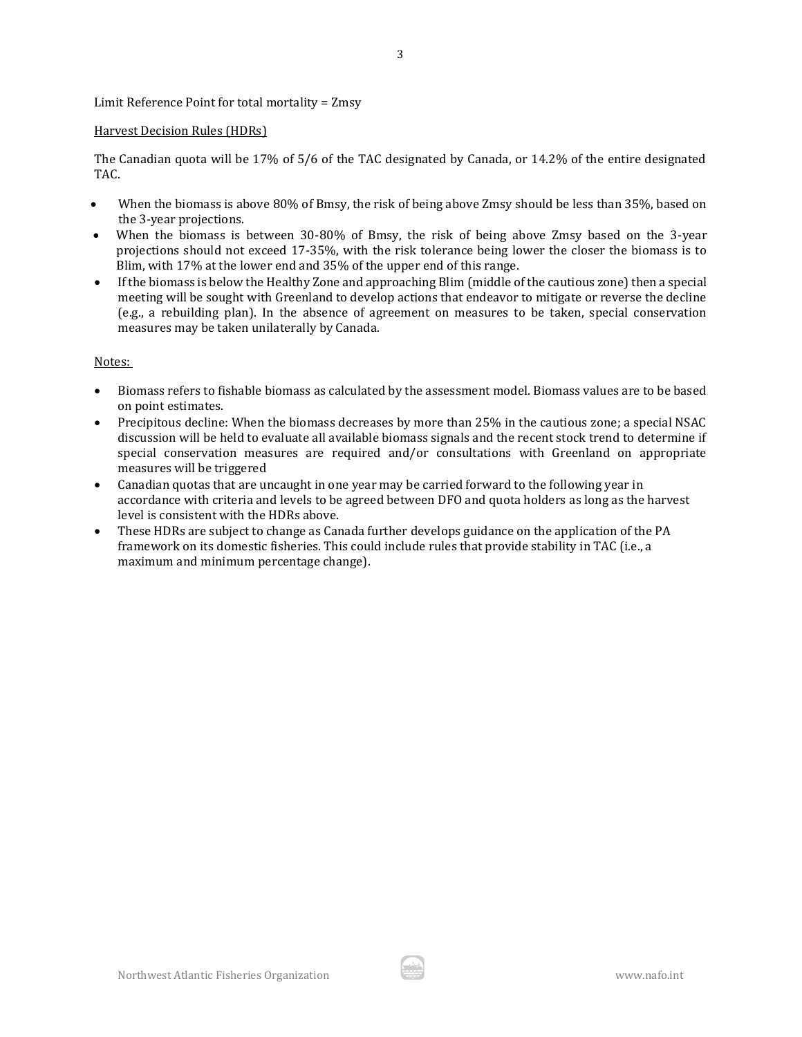Limit Reference Point for total mortality = Zmsy

Harvest Decision Rules (HDRs)

The Canadian quota will be 17% of 5/6 of the TAC designated by Canada, or 14.2% of the entire designated TAC.

- When the biomass is above 80% of Bmsy, the risk of being above Zmsy should be less than 35%, based on the 3-year projections.
- When the biomass is between 30-80% of Bmsy, the risk of being above Zmsy based on the 3-year projections should not exceed 17-35%, with the risk tolerance being lower the closer the biomass is to Blim, with 17% at the lower end and 35% of the upper end of this range.
- If the biomass is below the Healthy Zone and approaching Blim (middle of the cautious zone) then a special meeting will be sought with Greenland to develop actions that endeavor to mitigate or reverse the decline (e.g., a rebuilding plan). In the absence of agreement on measures to be taken, special conservation measures may be taken unilaterally by Canada.

Notes:

- Biomass refers to fishable biomass as calculated by the assessment model. Biomass values are to be based on point estimates.
- Precipitous decline: When the biomass decreases by more than 25% in the cautious zone; a special NSAC discussion will be held to evaluate all available biomass signals and the recent stock trend to determine if special conservation measures are required and/or consultations with Greenland on appropriate measures will be triggered
- Canadian quotas that are uncaught in one year may be carried forward to the following year in accordance with criteria and levels to be agreed between DFO and quota holders as long as the harvest level is consistent with the HDRs above.
- These HDRs are subject to change as Canada further develops guidance on the application of the PA framework on its domestic fisheries. This could include rules that provide stability in TAC (i.e., a maximum and minimum percentage change).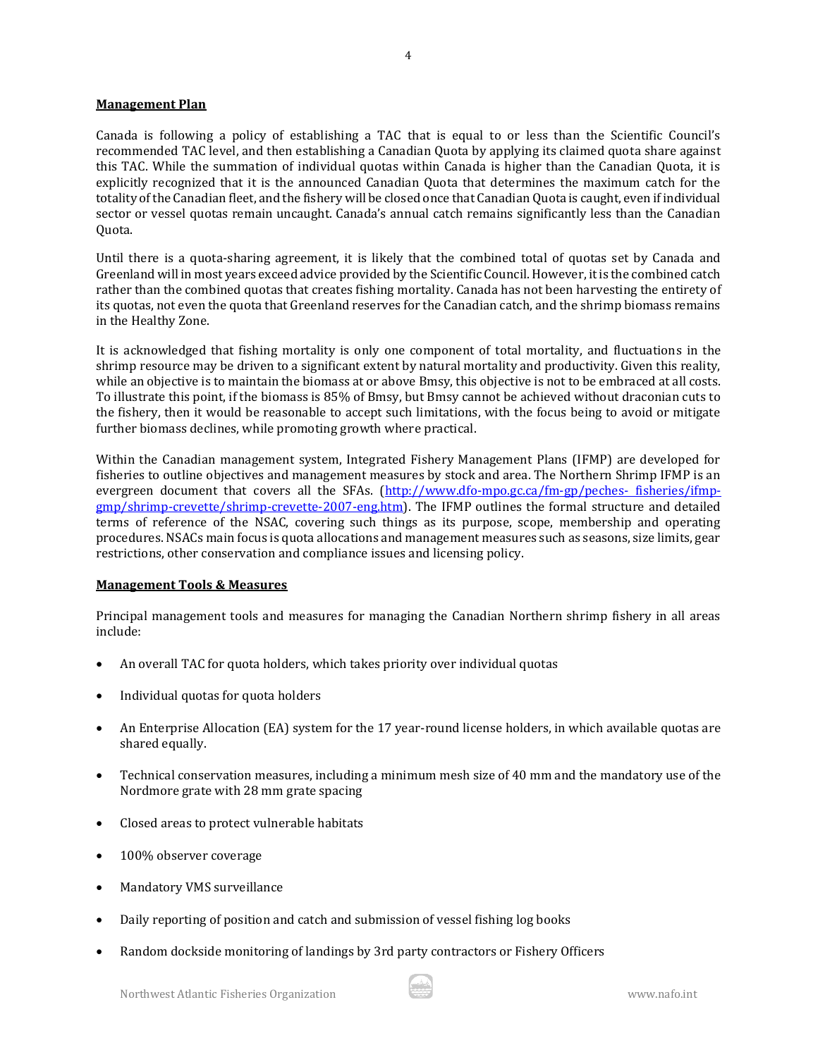## Management Plan

Canada is following a policy of establishing a TAC that is equal to or less than the Scientific Council's recommended TAC level, and then establishing a Canadian Quota by applying its claimed quota share against this TAC. While the summation of individual quotas within Canada is higher than the Canadian Quota, it is explicitly recognized that it is the announced Canadian Quota that determines the maximum catch for the totality of the Canadian fleet, and the fishery will be closed once that Canadian Quota is caught, even if individual sector or vessel quotas remain uncaught. Canada's annual catch remains significantly less than the Canadian Quota.

Until there is a quota-sharing agreement, it is likely that the combined total of quotas set by Canada and Greenland will in most years exceed advice provided by the Scientific Council. However, it is the combined catch rather than the combined quotas that creates fishing mortality. Canada has not been harvesting the entirety of its quotas, not even the quota that Greenland reserves for the Canadian catch, and the shrimp biomass remains in the Healthy Zone.

It is acknowledged that fishing mortality is only one component of total mortality, and fluctuations in the shrimp resource may be driven to a significant extent by natural mortality and productivity. Given this reality, while an objective is to maintain the biomass at or above Bmsy, this objective is not to be embraced at all costs. To illustrate this point, if the biomass is 85% of Bmsy, but Bmsy cannot be achieved without draconian cuts to the fishery, then it would be reasonable to accept such limitations, with the focus being to avoid or mitigate further biomass declines, while promoting growth where practical.

Within the Canadian management system, Integrated Fishery Management Plans (IFMP) are developed for fisheries to outline objectives and management measures by stock and area. The Northern Shrimp IFMP is an evergreen document that covers all the SFAs. (http://www.dfo-mpo.gc.ca/fm-gp/peches- fisheries/ifmp-gmp/shrimp-crevette/shrimp-crevette-2007-eng.htm). The IFMP outlines the formal structure and detailed terms of reference of the NSAC, covering such things as its purpose, scope, membership and operating procedures. NSACs main focus is quota allocations and management measures such as seasons, size limits, gear restrictions, other conservation and compliance issues and licensing policy.

## Management Tools & Measures

Principal management tools and measures for managing the Canadian Northern shrimp fishery in all areas include:

- An overall TAC for quota holders, which takes priority over individual quotas
- Individual quotas for quota holders
- An Enterprise Allocation (EA) system for the 17 year-round license holders, in which available quotas are shared equally.
- Technical conservation measures, including a minimum mesh size of 40 mm and the mandatory use of the Nordmore grate with 28 mm grate spacing
- Closed areas to protect vulnerable habitats
- 100% observer coverage
- Mandatory VMS surveillance
- Daily reporting of position and catch and submission of vessel fishing log books
- Random dockside monitoring of landings by 3rd party contractors or Fishery Officers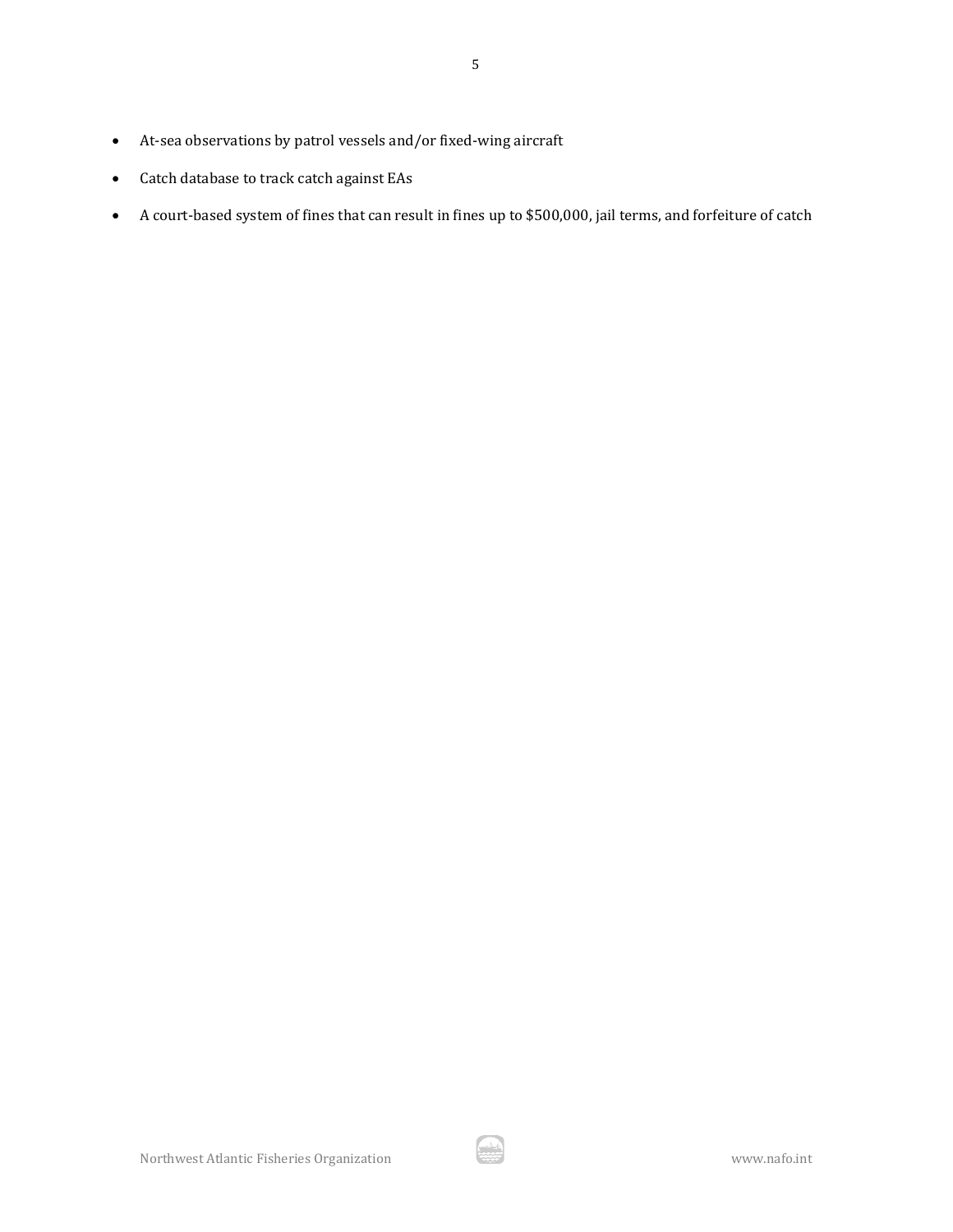- At-sea observations by patrol vessels and/or fixed-wing aircraft
- Catch database to track catch against EAs
- A court-based system of fines that can result in fines up to $500,000, jail terms, and forfeiture of catch